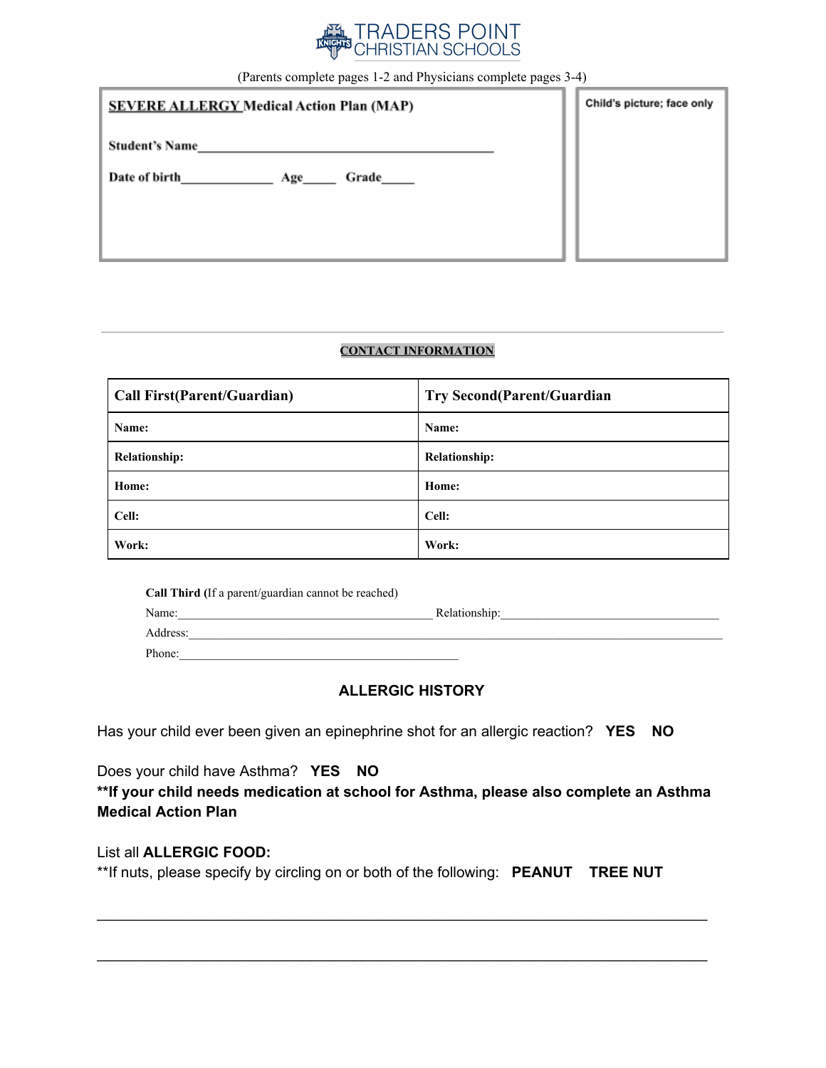TRADERS POINT CHRISTIAN SCHOOLS

(Parents complete pages 1-2 and Physicians complete pages 3-4)

**SEVERE ALLERGY Medical Action Plan (MAP)**

**Student's Name**______________________________________________

**Date of birth**______________ **Age**_____ **Grade**_____

Child's picture; face only

---

**CONTACT INFORMATION**

| Call First(Parent/Guardian) | Try Second(Parent/Guardian |
|---|---|
| **Name:** | **Name:** |
| **Relationship:** | **Relationship:** |
| **Home:** | **Home:** |
| **Cell:** | **Cell:** |
| **Work:** | **Work:** |

**Call Third (**If a parent/guardian cannot be reached)

Name:_____________________________________________ Relationship:_____________________________________

Address:___________________________________________________________________________________________

Phone:_____________________________________________

## ALLERGIC HISTORY

Has your child ever been given an epinephrine shot for an allergic reaction? **YES NO**

Does your child have Asthma? **YES NO**

****If your child needs medication at school for Asthma, please also complete an Asthma Medical Action Plan**

List all **ALLERGIC FOOD:**

**If nuts, please specify by circling on or both of the following: **PEANUT TREE NUT**

______________________________________________________________________________

______________________________________________________________________________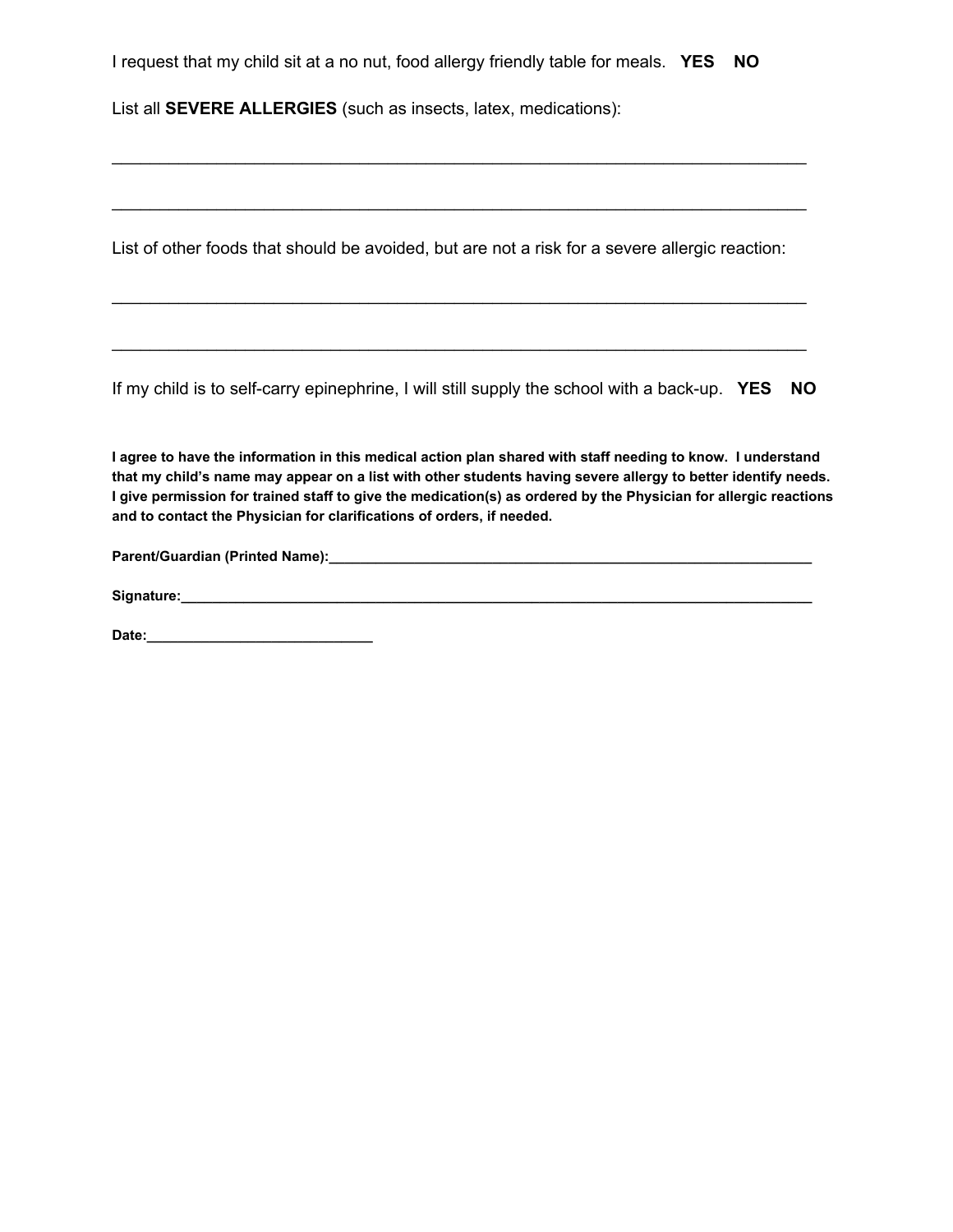I request that my child sit at a no nut, food allergy friendly table for meals. **YES NO**

List all **SEVERE ALLERGIES** (such as insects, latex, medications):

______________________________________________________________________________

______________________________________________________________________________

List of other foods that should be avoided, but are not a risk for a severe allergic reaction:

______________________________________________________________________________

______________________________________________________________________________

If my child is to self-carry epinephrine, I will still supply the school with a back-up. **YES NO**

**I agree to have the information in this medical action plan shared with staff needing to know. I understand that my child's name may appear on a list with other students having severe allergy to better identify needs. I give permission for trained staff to give the medication(s) as ordered by the Physician for allergic reactions and to contact the Physician for clarifications of orders, if needed.**

**Parent/Guardian (Printed Name):**_________________________________________________________________

**Signature:**_______________________________________________________________________________

**Date:**____________________________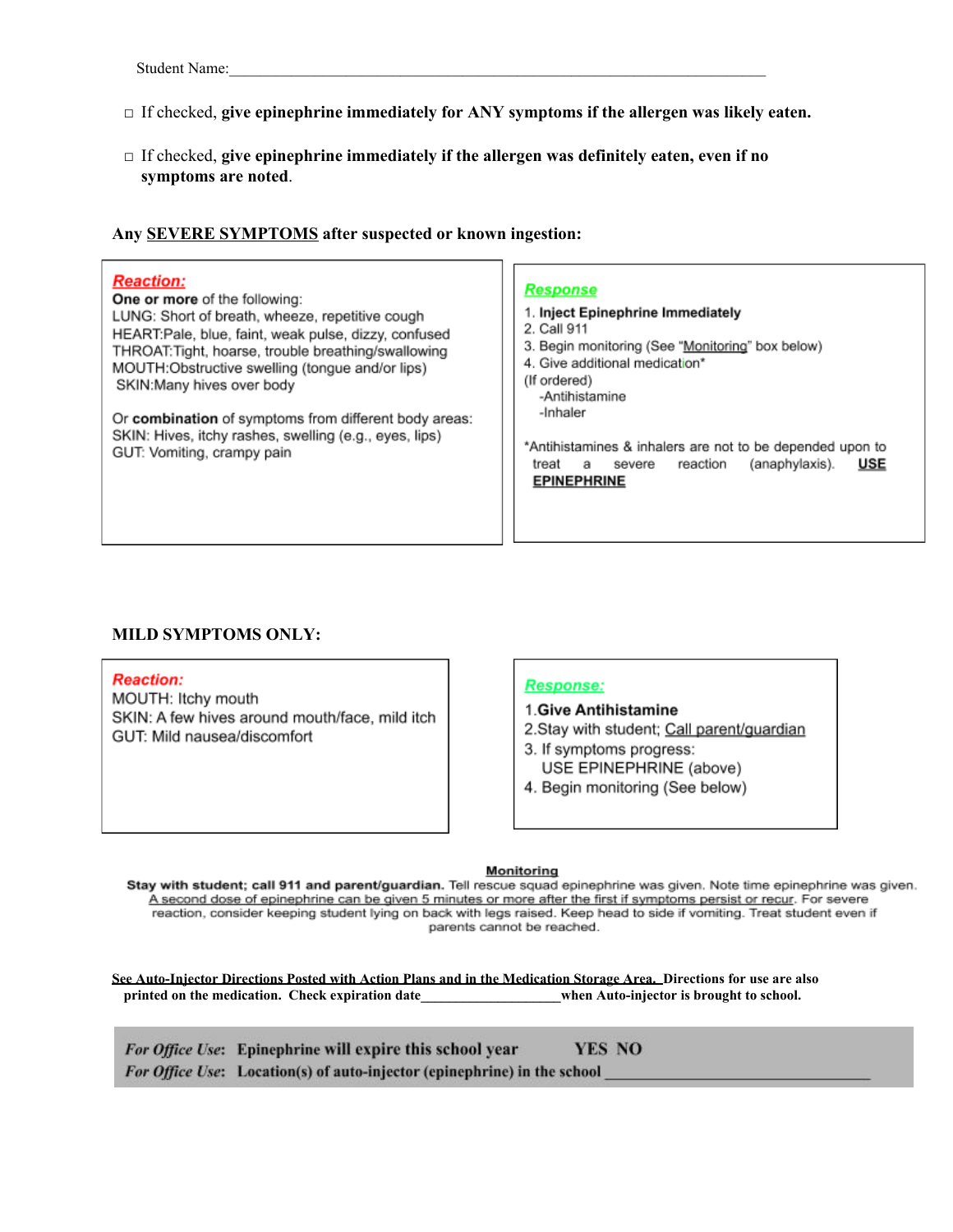Student Name:___________________________________________________________________________

□ If checked, **give epinephrine immediately for ANY symptoms if the allergen was likely eaten.**

□ If checked, **give epinephrine immediately if the allergen was definitely eaten, even if no symptoms are noted**.

**Any SEVERE SYMPTOMS after suspected or known ingestion:**

| ***Reaction:*** | ***Response*** |
| --- | --- |
| **One or more** of the following:<br>LUNG: Short of breath, wheeze, repetitive cough<br>HEART:Pale, blue, faint, weak pulse, dizzy, confused<br>THROAT:Tight, hoarse, trouble breathing/swallowing<br>MOUTH:Obstructive swelling (tongue and/or lips)<br>SKIN:Many hives over body<br><br>Or **combination** of symptoms from different body areas:<br>SKIN: Hives, itchy rashes, swelling (e.g., eyes, lips)<br>GUT: Vomiting, crampy pain | 1. **Inject Epinephrine Immediately**<br>2. Call 911<br>3. Begin monitoring (See "Monitoring" box below)<br>4. Give additional medication*<br>(If ordered)<br>-Antihistamine<br>-Inhaler<br><br>*Antihistamines & inhalers are not to be depended upon to treat a severe reaction (anaphylaxis). **USE EPINEPHRINE** |

**MILD SYMPTOMS ONLY:**

| ***Reaction:*** | ***Response:*** |
| --- | --- |
| MOUTH: Itchy mouth<br>SKIN: A few hives around mouth/face, mild itch<br>GUT: Mild nausea/discomfort | 1.**Give Antihistamine**<br>2.Stay with student; Call parent/guardian<br>3. If symptoms progress:<br>USE EPINEPHRINE (above)<br>4. Begin monitoring (See below) |

**Monitoring**

**Stay with student; call 911 and parent/guardian.** Tell rescue squad epinephrine was given. Note time epinephrine was given. A second dose of epinephrine can be given 5 minutes or more after the first if symptoms persist or recur. For severe reaction, consider keeping student lying on back with legs raised. Keep head to side if vomiting. Treat student even if parents cannot be reached.

**See Auto-Injector Directions Posted with Action Plans and in the Medication Storage Area. Directions for use are also printed on the medication. Check expiration date____________________when Auto-injector is brought to school.**

***For Office Use*****: Epinephrine will expire this school year YES NO**

***For Office Use*****: Location(s) of auto-injector (epinephrine) in the school ___________________________________**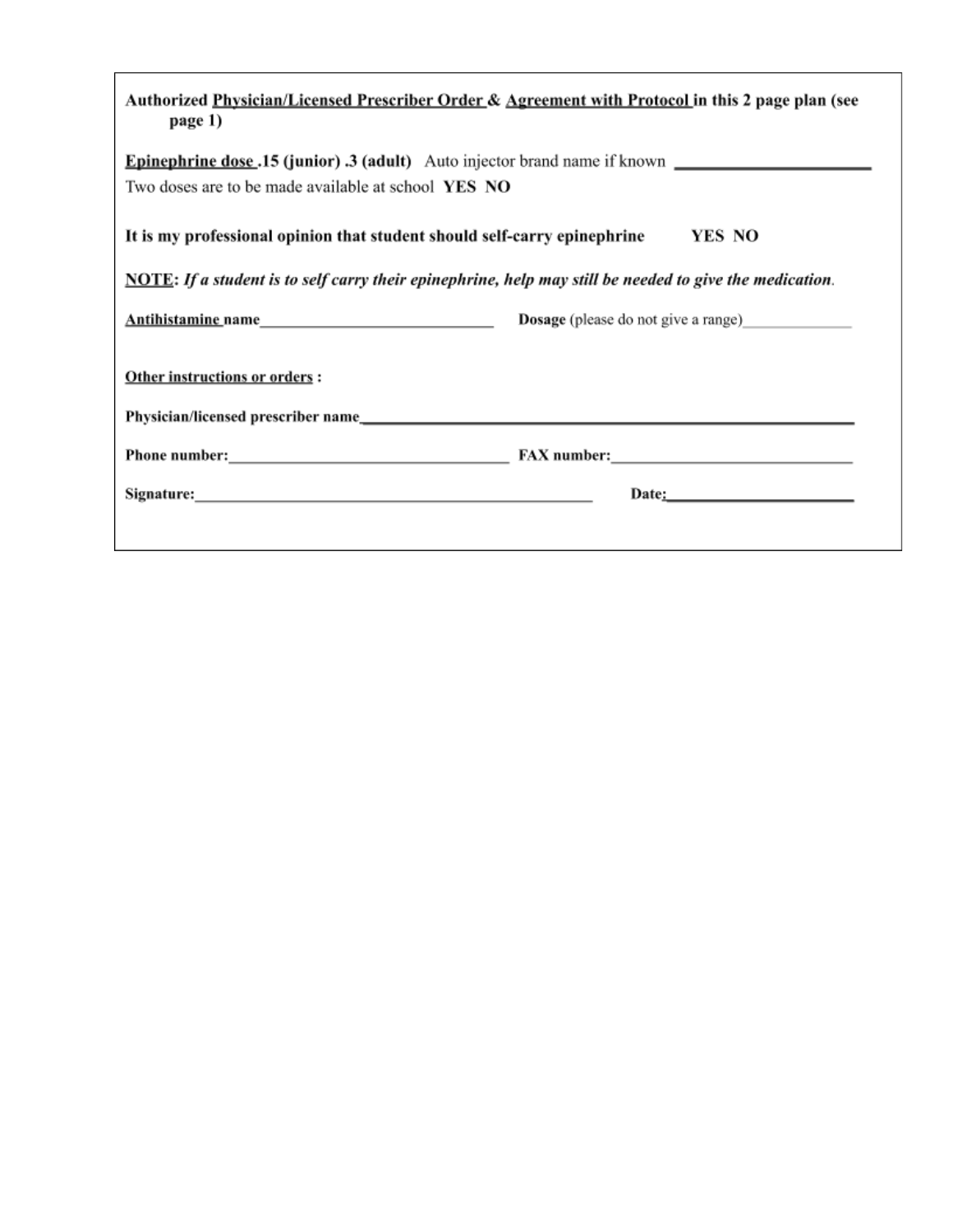**Authorized Physician/Licensed Prescriber Order & Agreement with Protocol in this 2 page plan (see page 1)**

**Epinephrine dose .15 (junior) .3 (adult)** Auto injector brand name if known ______________________

Two doses are to be made available at school **YES NO**

**It is my professional opinion that student should self-carry epinephrine YES NO**

**NOTE**: ***If a student is to self carry their epinephrine, help may still be needed to give the medication.***

**Antihistamine name**______________________________ **Dosage** (please do not give a range)______________

**Other instructions or orders :**

**Physician/licensed prescriber name**______________________________________________________________

**Phone number:**___________________________________ **FAX number:**______________________________

**Signature:**__________________________________________________ **Date:**________________________